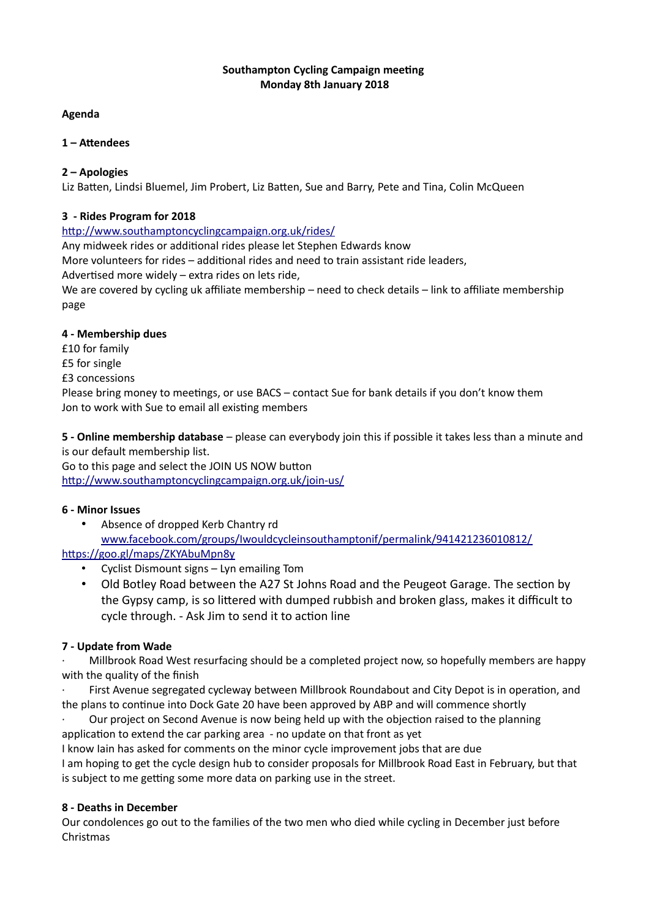**Southampton Cycling Campaign meeting**
**Monday 8th January 2018**

**Agenda**

**1 – Attendees**

**2 – Apologies**

Liz Batten, Lindsi Bluemel, Jim Probert, Liz Batten, Sue and Barry, Pete and Tina, Colin McQueen

**3 - Rides Program for 2018**

http://www.southamptoncyclingcampaign.org.uk/rides/

Any midweek rides or additional rides please let Stephen Edwards know

More volunteers for rides – additional rides and need to train assistant ride leaders,

Advertised more widely – extra rides on lets ride,

We are covered by cycling uk affiliate membership – need to check details – link to affiliate membership page

**4 - Membership dues**

£10 for family

£5 for single

£3 concessions

Please bring money to meetings, or use BACS – contact Sue for bank details if you don't know them

Jon to work with Sue to email all existing members

**5 - Online membership database** – please can everybody join this if possible it takes less than a minute and is our default membership list.

Go to this page and select the JOIN US NOW button

http://www.southamptoncyclingcampaign.org.uk/join-us/

**6 - Minor Issues**

- Absence of dropped Kerb Chantry rd
  www.facebook.com/groups/Iwouldcycleinsouthamptonif/permalink/941421236010812/
  https://goo.gl/maps/ZKYAbuMpn8y
- Cyclist Dismount signs – Lyn emailing Tom
- Old Botley Road between the A27 St Johns Road and the Peugeot Garage. The section by the Gypsy camp, is so littered with dumped rubbish and broken glass, makes it difficult to cycle through. - Ask Jim to send it to action line

**7 - Update from Wade**

· Millbrook Road West resurfacing should be a completed project now, so hopefully members are happy with the quality of the finish

· First Avenue segregated cycleway between Millbrook Roundabout and City Depot is in operation, and the plans to continue into Dock Gate 20 have been approved by ABP and will commence shortly

· Our project on Second Avenue is now being held up with the objection raised to the planning application to extend the car parking area - no update on that front as yet

I know Iain has asked for comments on the minor cycle improvement jobs that are due

I am hoping to get the cycle design hub to consider proposals for Millbrook Road East in February, but that is subject to me getting some more data on parking use in the street.

**8 - Deaths in December**

Our condolences go out to the families of the two men who died while cycling in December just before Christmas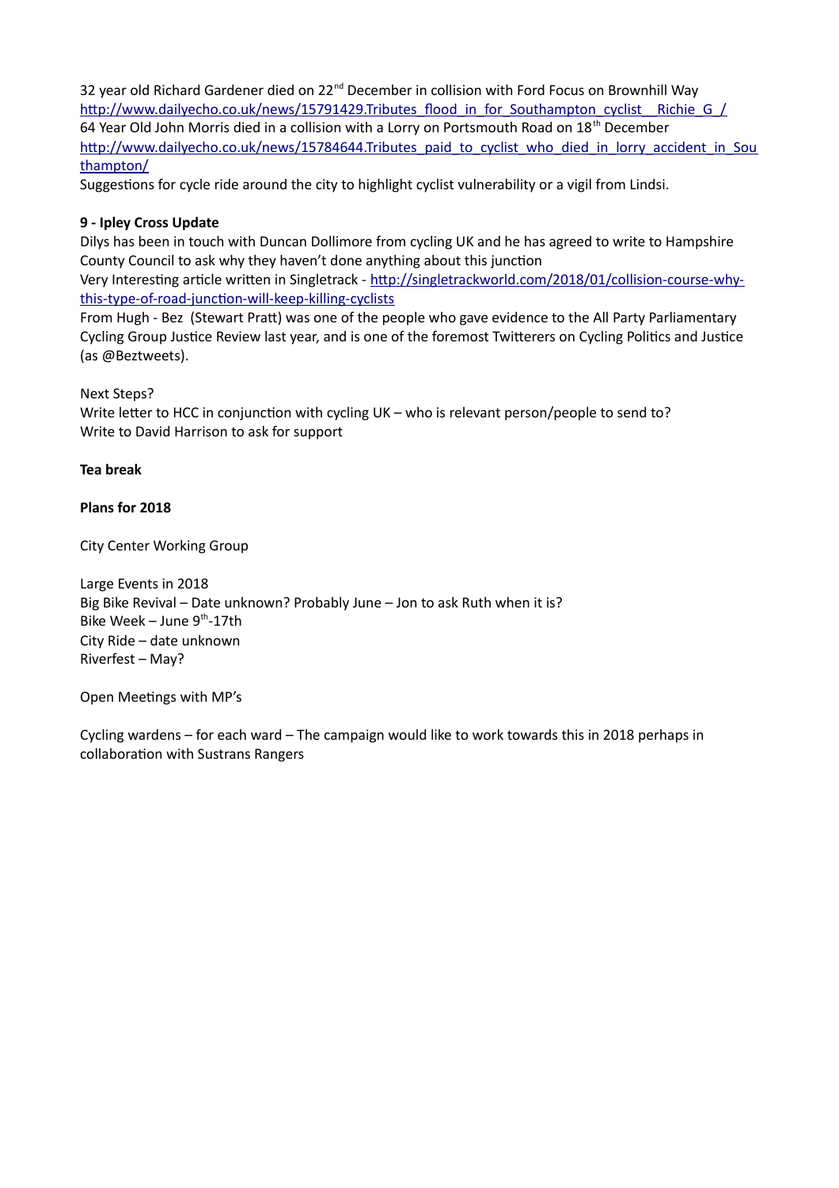32 year old Richard Gardener died on 22nd December in collision with Ford Focus on Brownhill Way
http://www.dailyecho.co.uk/news/15791429.Tributes_flood_in_for_Southampton_cyclist__Richie_G_/
64 Year Old John Morris died in a collision with a Lorry on Portsmouth Road on 18th December
http://www.dailyecho.co.uk/news/15784644.Tributes_paid_to_cyclist_who_died_in_lorry_accident_in_Southampton/
Suggestions for cycle ride around the city to highlight cyclist vulnerability or a vigil from Lindsi.

**9 - Ipley Cross Update**

Dilys has been in touch with Duncan Dollimore from cycling UK and he has agreed to write to Hampshire County Council to ask why they haven't done anything about this junction
Very Interesting article written in Singletrack - http://singletrackworld.com/2018/01/collision-course-why-this-type-of-road-junction-will-keep-killing-cyclists
From Hugh - Bez (Stewart Pratt) was one of the people who gave evidence to the All Party Parliamentary Cycling Group Justice Review last year, and is one of the foremost Twitterers on Cycling Politics and Justice (as @Beztweets).

Next Steps?
Write letter to HCC in conjunction with cycling UK – who is relevant person/people to send to?
Write to David Harrison to ask for support

**Tea break**

**Plans for 2018**

City Center Working Group

Large Events in 2018
Big Bike Revival – Date unknown? Probably June – Jon to ask Ruth when it is?
Bike Week – June 9th-17th
City Ride – date unknown
Riverfest – May?

Open Meetings with MP's

Cycling wardens – for each ward – The campaign would like to work towards this in 2018 perhaps in collaboration with Sustrans Rangers